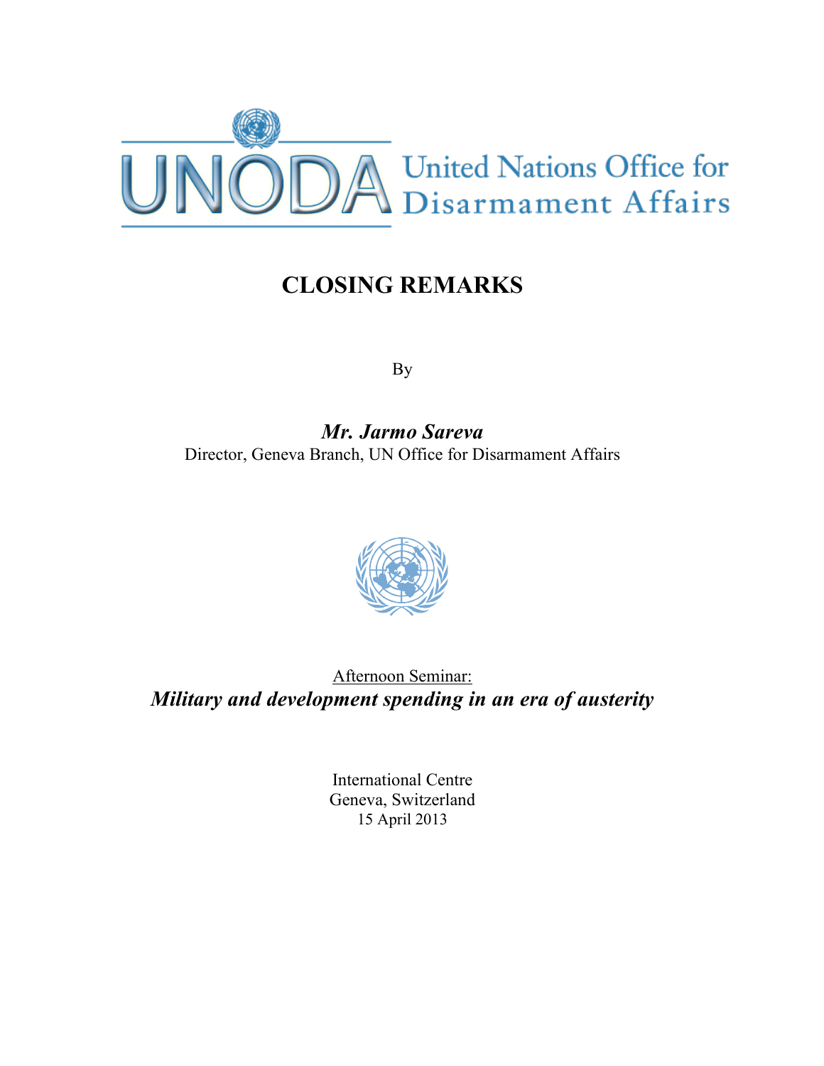UNODA United Nations Office for Disarmament Affairs

# CLOSING REMARKS

By

***Mr. Jarmo Sareva***
Director, Geneva Branch, UN Office for Disarmament Affairs

Afternoon Seminar:
***Military and development spending in an era of austerity***

International Centre
Geneva, Switzerland
15 April 2013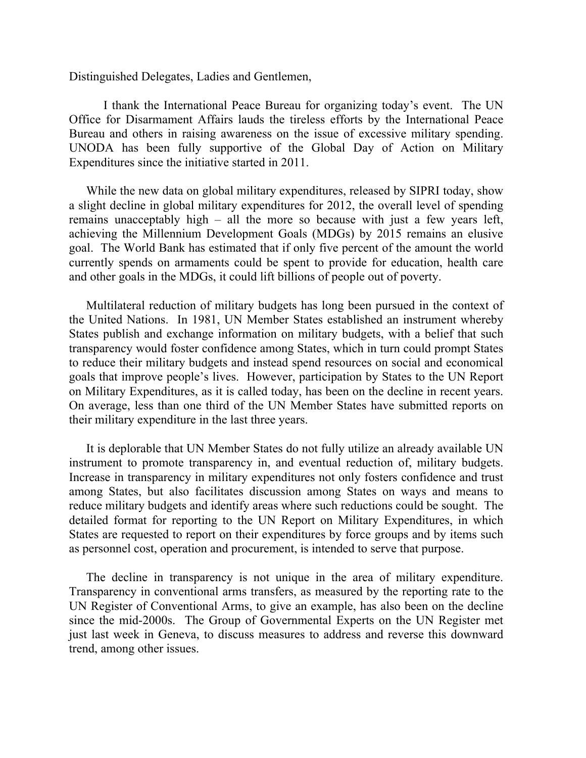Distinguished Delegates, Ladies and Gentlemen,

I thank the International Peace Bureau for organizing today's event. The UN Office for Disarmament Affairs lauds the tireless efforts by the International Peace Bureau and others in raising awareness on the issue of excessive military spending. UNODA has been fully supportive of the Global Day of Action on Military Expenditures since the initiative started in 2011.

While the new data on global military expenditures, released by SIPRI today, show a slight decline in global military expenditures for 2012, the overall level of spending remains unacceptably high – all the more so because with just a few years left, achieving the Millennium Development Goals (MDGs) by 2015 remains an elusive goal. The World Bank has estimated that if only five percent of the amount the world currently spends on armaments could be spent to provide for education, health care and other goals in the MDGs, it could lift billions of people out of poverty.

Multilateral reduction of military budgets has long been pursued in the context of the United Nations. In 1981, UN Member States established an instrument whereby States publish and exchange information on military budgets, with a belief that such transparency would foster confidence among States, which in turn could prompt States to reduce their military budgets and instead spend resources on social and economical goals that improve people's lives. However, participation by States to the UN Report on Military Expenditures, as it is called today, has been on the decline in recent years. On average, less than one third of the UN Member States have submitted reports on their military expenditure in the last three years.

It is deplorable that UN Member States do not fully utilize an already available UN instrument to promote transparency in, and eventual reduction of, military budgets. Increase in transparency in military expenditures not only fosters confidence and trust among States, but also facilitates discussion among States on ways and means to reduce military budgets and identify areas where such reductions could be sought. The detailed format for reporting to the UN Report on Military Expenditures, in which States are requested to report on their expenditures by force groups and by items such as personnel cost, operation and procurement, is intended to serve that purpose.

The decline in transparency is not unique in the area of military expenditure. Transparency in conventional arms transfers, as measured by the reporting rate to the UN Register of Conventional Arms, to give an example, has also been on the decline since the mid-2000s. The Group of Governmental Experts on the UN Register met just last week in Geneva, to discuss measures to address and reverse this downward trend, among other issues.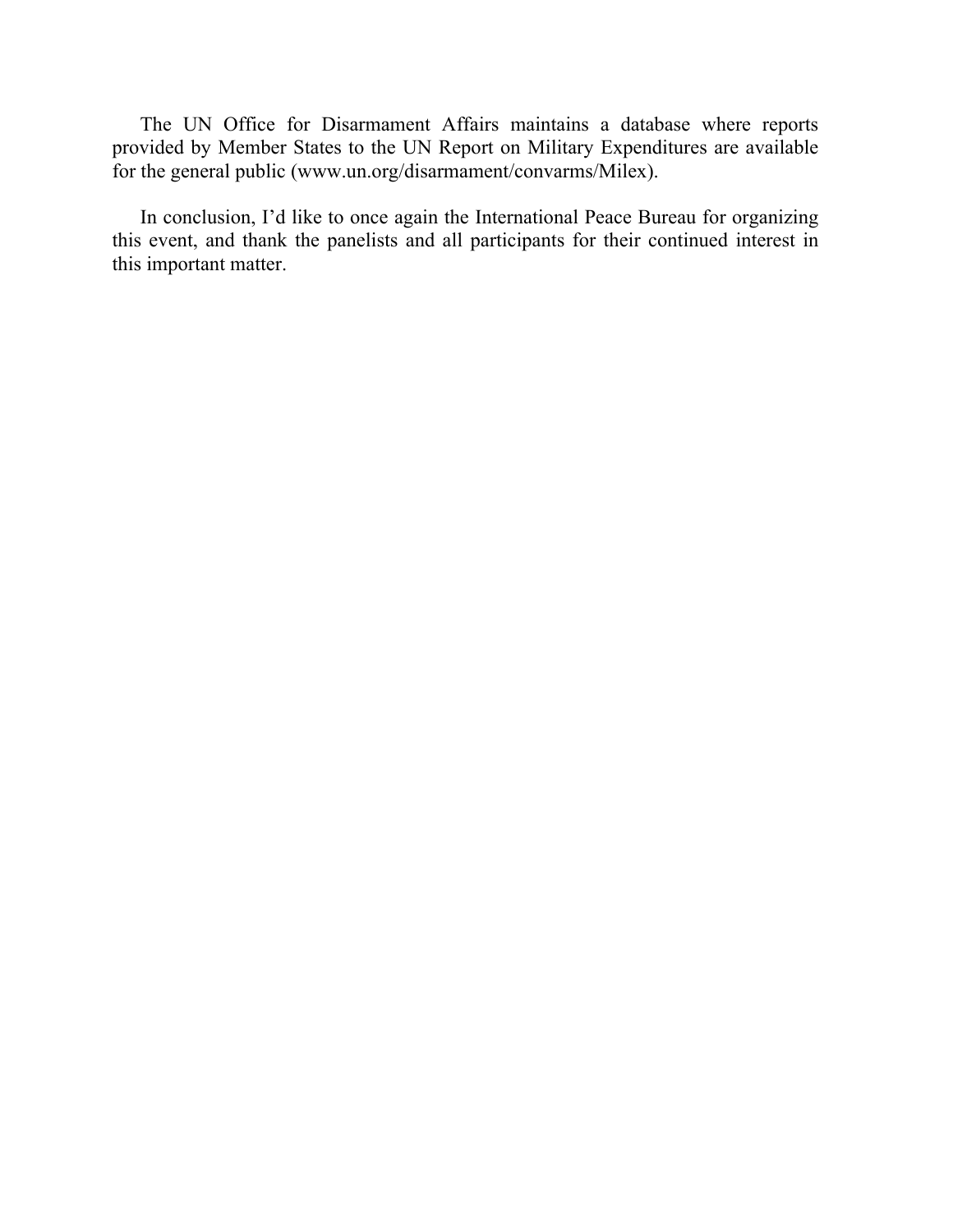The UN Office for Disarmament Affairs maintains a database where reports provided by Member States to the UN Report on Military Expenditures are available for the general public (www.un.org/disarmament/convarms/Milex).

In conclusion, I'd like to once again the International Peace Bureau for organizing this event, and thank the panelists and all participants for their continued interest in this important matter.